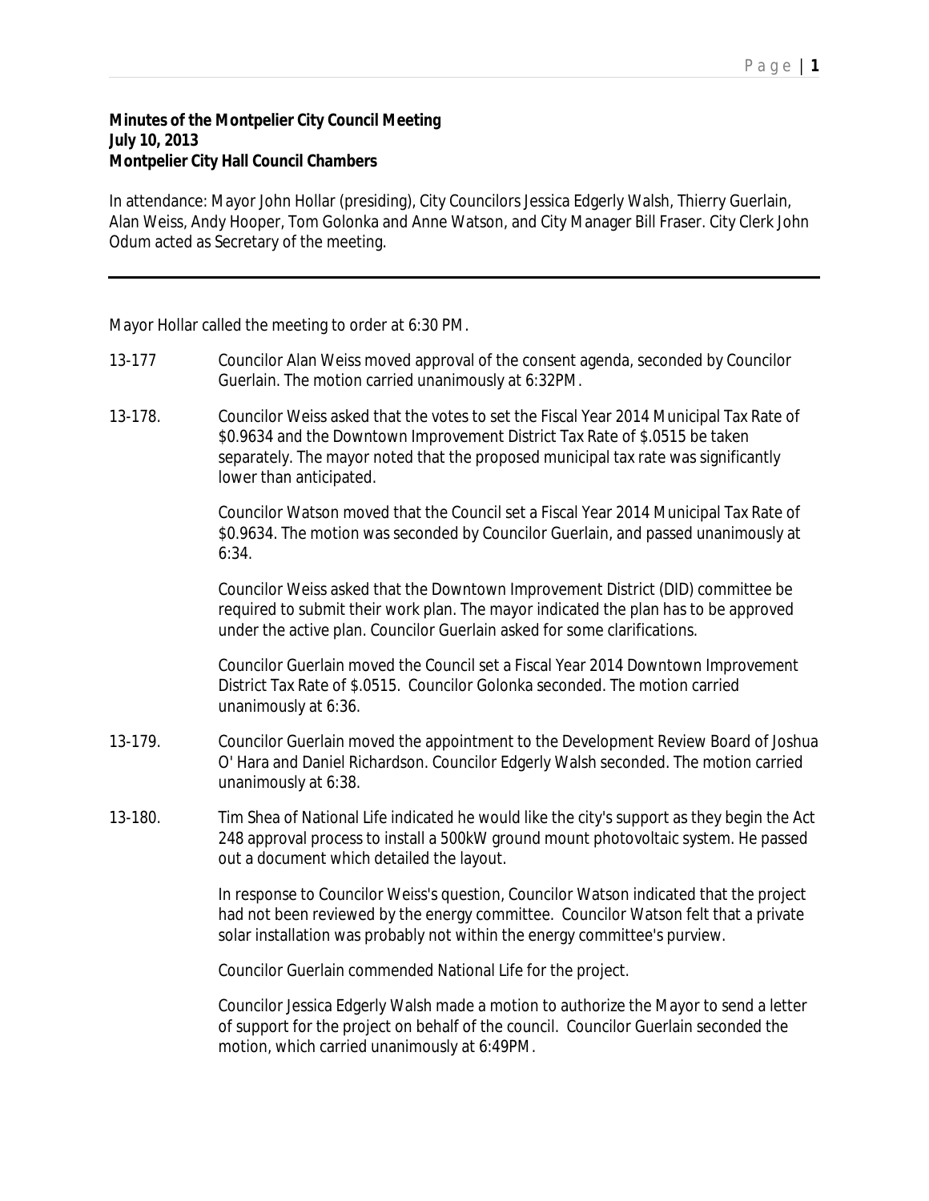**Minutes of the Montpelier City Council Meeting**
**July 10, 2013**
**Montpelier City Hall Council Chambers**

In attendance: Mayor John Hollar (presiding), City Councilors Jessica Edgerly Walsh, Thierry Guerlain, Alan Weiss, Andy Hooper, Tom Golonka and Anne Watson, and City Manager Bill Fraser. City Clerk John Odum acted as Secretary of the meeting.

---

Mayor Hollar called the meeting to order at 6:30 PM.

13-177 Councilor Alan Weiss moved approval of the consent agenda, seconded by Councilor Guerlain. The motion carried unanimously at 6:32PM.

13-178. Councilor Weiss asked that the votes to set the Fiscal Year 2014 Municipal Tax Rate of $0.9634 and the Downtown Improvement District Tax Rate of $.0515 be taken separately. The mayor noted that the proposed municipal tax rate was significantly lower than anticipated.

Councilor Watson moved that the Council set a Fiscal Year 2014 Municipal Tax Rate of $0.9634. The motion was seconded by Councilor Guerlain, and passed unanimously at 6:34.

Councilor Weiss asked that the Downtown Improvement District (DID) committee be required to submit their work plan. The mayor indicated the plan has to be approved under the active plan. Councilor Guerlain asked for some clarifications.

Councilor Guerlain moved the Council set a Fiscal Year 2014 Downtown Improvement District Tax Rate of $.0515. Councilor Golonka seconded. The motion carried unanimously at 6:36.

13-179. Councilor Guerlain moved the appointment to the Development Review Board of Joshua O' Hara and Daniel Richardson. Councilor Edgerly Walsh seconded. The motion carried unanimously at 6:38.

13-180. Tim Shea of National Life indicated he would like the city's support as they begin the Act 248 approval process to install a 500kW ground mount photovoltaic system. He passed out a document which detailed the layout.

In response to Councilor Weiss's question, Councilor Watson indicated that the project had not been reviewed by the energy committee. Councilor Watson felt that a private solar installation was probably not within the energy committee's purview.

Councilor Guerlain commended National Life for the project.

Councilor Jessica Edgerly Walsh made a motion to authorize the Mayor to send a letter of support for the project on behalf of the council. Councilor Guerlain seconded the motion, which carried unanimously at 6:49PM.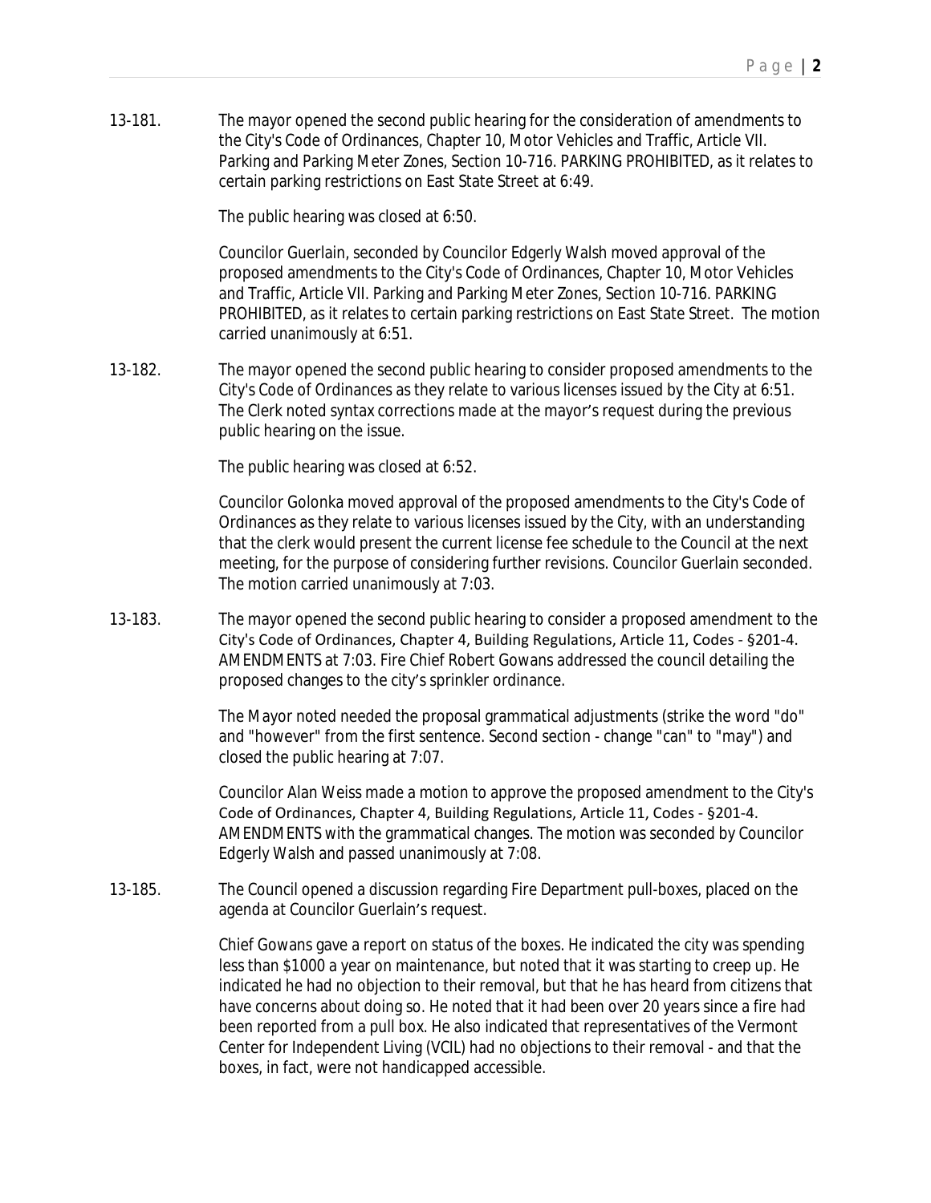13-181. The mayor opened the second public hearing for the consideration of amendments to the City's Code of Ordinances, Chapter 10, Motor Vehicles and Traffic, Article VII. Parking and Parking Meter Zones, Section 10-716. PARKING PROHIBITED, as it relates to certain parking restrictions on East State Street at 6:49.

The public hearing was closed at 6:50.

Councilor Guerlain, seconded by Councilor Edgerly Walsh moved approval of the proposed amendments to the City's Code of Ordinances, Chapter 10, Motor Vehicles and Traffic, Article VII. Parking and Parking Meter Zones, Section 10-716. PARKING PROHIBITED, as it relates to certain parking restrictions on East State Street. The motion carried unanimously at 6:51.

13-182. The mayor opened the second public hearing to consider proposed amendments to the City's Code of Ordinances as they relate to various licenses issued by the City at 6:51. The Clerk noted syntax corrections made at the mayor's request during the previous public hearing on the issue.

The public hearing was closed at 6:52.

Councilor Golonka moved approval of the proposed amendments to the City's Code of Ordinances as they relate to various licenses issued by the City, with an understanding that the clerk would present the current license fee schedule to the Council at the next meeting, for the purpose of considering further revisions. Councilor Guerlain seconded. The motion carried unanimously at 7:03.

13-183. The mayor opened the second public hearing to consider a proposed amendment to the City's Code of Ordinances, Chapter 4, Building Regulations, Article 11, Codes - §201-4. AMENDMENTS at 7:03. Fire Chief Robert Gowans addressed the council detailing the proposed changes to the city's sprinkler ordinance.

The Mayor noted needed the proposal grammatical adjustments (strike the word "do" and "however" from the first sentence. Second section - change "can" to "may") and closed the public hearing at 7:07.

Councilor Alan Weiss made a motion to approve the proposed amendment to the City's Code of Ordinances, Chapter 4, Building Regulations, Article 11, Codes - §201-4. AMENDMENTS with the grammatical changes. The motion was seconded by Councilor Edgerly Walsh and passed unanimously at 7:08.

13-185. The Council opened a discussion regarding Fire Department pull-boxes, placed on the agenda at Councilor Guerlain's request.

Chief Gowans gave a report on status of the boxes. He indicated the city was spending less than $1000 a year on maintenance, but noted that it was starting to creep up. He indicated he had no objection to their removal, but that he has heard from citizens that have concerns about doing so. He noted that it had been over 20 years since a fire had been reported from a pull box. He also indicated that representatives of the Vermont Center for Independent Living (VCIL) had no objections to their removal - and that the boxes, in fact, were not handicapped accessible.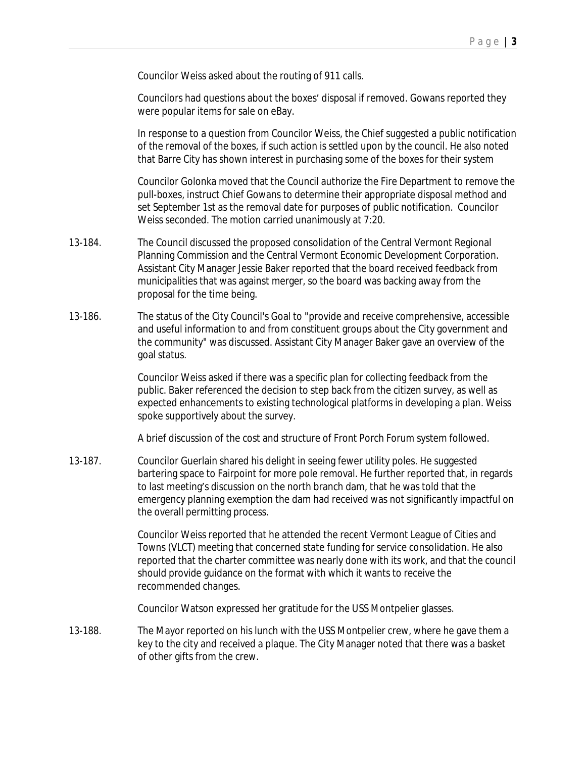Councilor Weiss asked about the routing of 911 calls.

Councilors had questions about the boxes' disposal if removed. Gowans reported they were popular items for sale on eBay.

In response to a question from Councilor Weiss, the Chief suggested a public notification of the removal of the boxes, if such action is settled upon by the council. He also noted that Barre City has shown interest in purchasing some of the boxes for their system

Councilor Golonka moved that the Council authorize the Fire Department to remove the pull-boxes, instruct Chief Gowans to determine their appropriate disposal method and set September 1st as the removal date for purposes of public notification. Councilor Weiss seconded. The motion carried unanimously at 7:20.

13-184. The Council discussed the proposed consolidation of the Central Vermont Regional Planning Commission and the Central Vermont Economic Development Corporation. Assistant City Manager Jessie Baker reported that the board received feedback from municipalities that was against merger, so the board was backing away from the proposal for the time being.

13-186. The status of the City Council's Goal to "provide and receive comprehensive, accessible and useful information to and from constituent groups about the City government and the community" was discussed. Assistant City Manager Baker gave an overview of the goal status.

Councilor Weiss asked if there was a specific plan for collecting feedback from the public. Baker referenced the decision to step back from the citizen survey, as well as expected enhancements to existing technological platforms in developing a plan. Weiss spoke supportively about the survey.

A brief discussion of the cost and structure of Front Porch Forum system followed.

13-187. Councilor Guerlain shared his delight in seeing fewer utility poles. He suggested bartering space to Fairpoint for more pole removal. He further reported that, in regards to last meeting's discussion on the north branch dam, that he was told that the emergency planning exemption the dam had received was not significantly impactful on the overall permitting process.

Councilor Weiss reported that he attended the recent Vermont League of Cities and Towns (VLCT) meeting that concerned state funding for service consolidation. He also reported that the charter committee was nearly done with its work, and that the council should provide guidance on the format with which it wants to receive the recommended changes.

Councilor Watson expressed her gratitude for the USS Montpelier glasses.

13-188. The Mayor reported on his lunch with the USS Montpelier crew, where he gave them a key to the city and received a plaque. The City Manager noted that there was a basket of other gifts from the crew.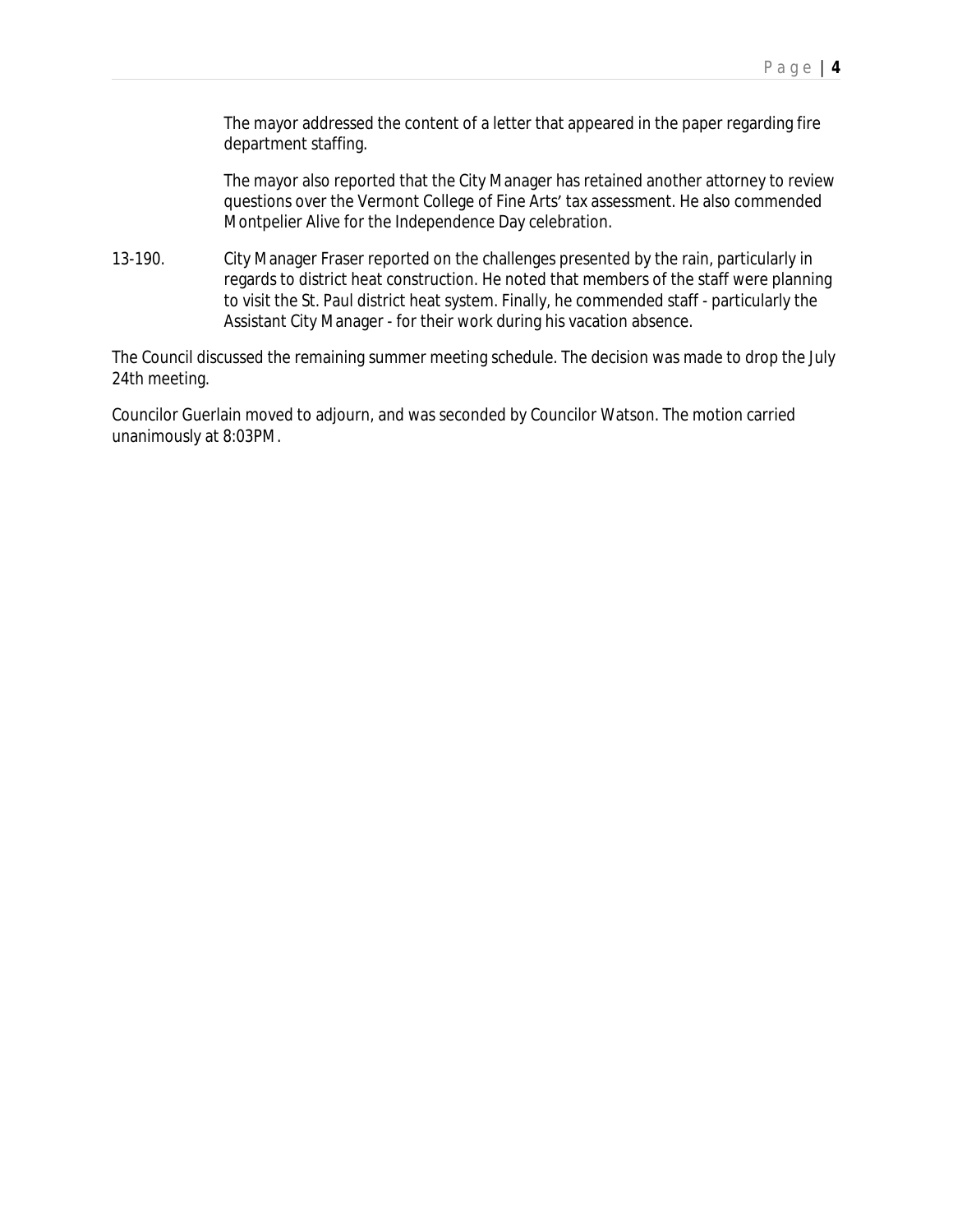The mayor addressed the content of a letter that appeared in the paper regarding fire department staffing.

The mayor also reported that the City Manager has retained another attorney to review questions over the Vermont College of Fine Arts' tax assessment. He also commended Montpelier Alive for the Independence Day celebration.

13-190. City Manager Fraser reported on the challenges presented by the rain, particularly in regards to district heat construction. He noted that members of the staff were planning to visit the St. Paul district heat system. Finally, he commended staff - particularly the Assistant City Manager - for their work during his vacation absence.

The Council discussed the remaining summer meeting schedule. The decision was made to drop the July 24th meeting.

Councilor Guerlain moved to adjourn, and was seconded by Councilor Watson. The motion carried unanimously at 8:03PM.